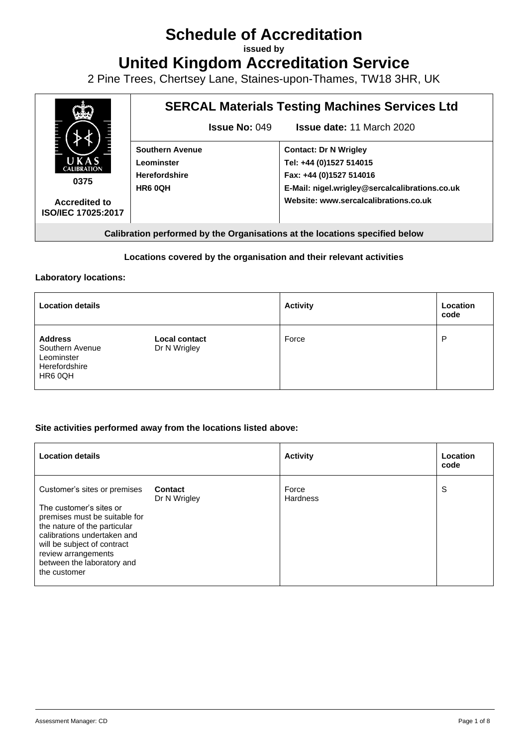# Schedule of Accreditation

**issued by**

# United Kingdom Accreditation Service

2 Pine Trees, Chertsey Lane, Staines-upon-Thames, TW18 3HR, UK

| UKAS CALIBRATION 0375 Accredited to ISO/IEC 17025:2017 | **SERCAL Materials Testing Machines Services Ltd** | |
|---|---|---|
| | **Issue No:** 049 | **Issue date:** 11 March 2020 |
| | **Southern Avenue**<br>**Leominster**<br>**Herefordshire**<br>**HR6 0QH** | **Contact: Dr N Wrigley**<br>**Tel: +44 (0)1527 514015**<br>**Fax: +44 (0)1527 514016**<br>**E-Mail: nigel.wrigley@sercalcalibrations.co.uk**<br>**Website: www.sercalcalibrations.co.uk** |

**Calibration performed by the Organisations at the locations specified below**

### Locations covered by the organisation and their relevant activities

#### Laboratory locations:

| Location details | | Activity | Location code |
|---|---|---|---|
| **Address**<br>Southern Avenue<br>Leominster<br>Herefordshire<br>HR6 0QH | **Local contact**<br>Dr N Wrigley | Force | P |

#### Site activities performed away from the locations listed above:

| Location details | | Activity | Location code |
|---|---|---|---|
| Customer's sites or premises<br><br>The customer's sites or premises must be suitable for the nature of the particular calibrations undertaken and will be subject of contract review arrangements between the laboratory and the customer | **Contact**<br>Dr N Wrigley | Force<br>Hardness | S |

Assessment Manager: CD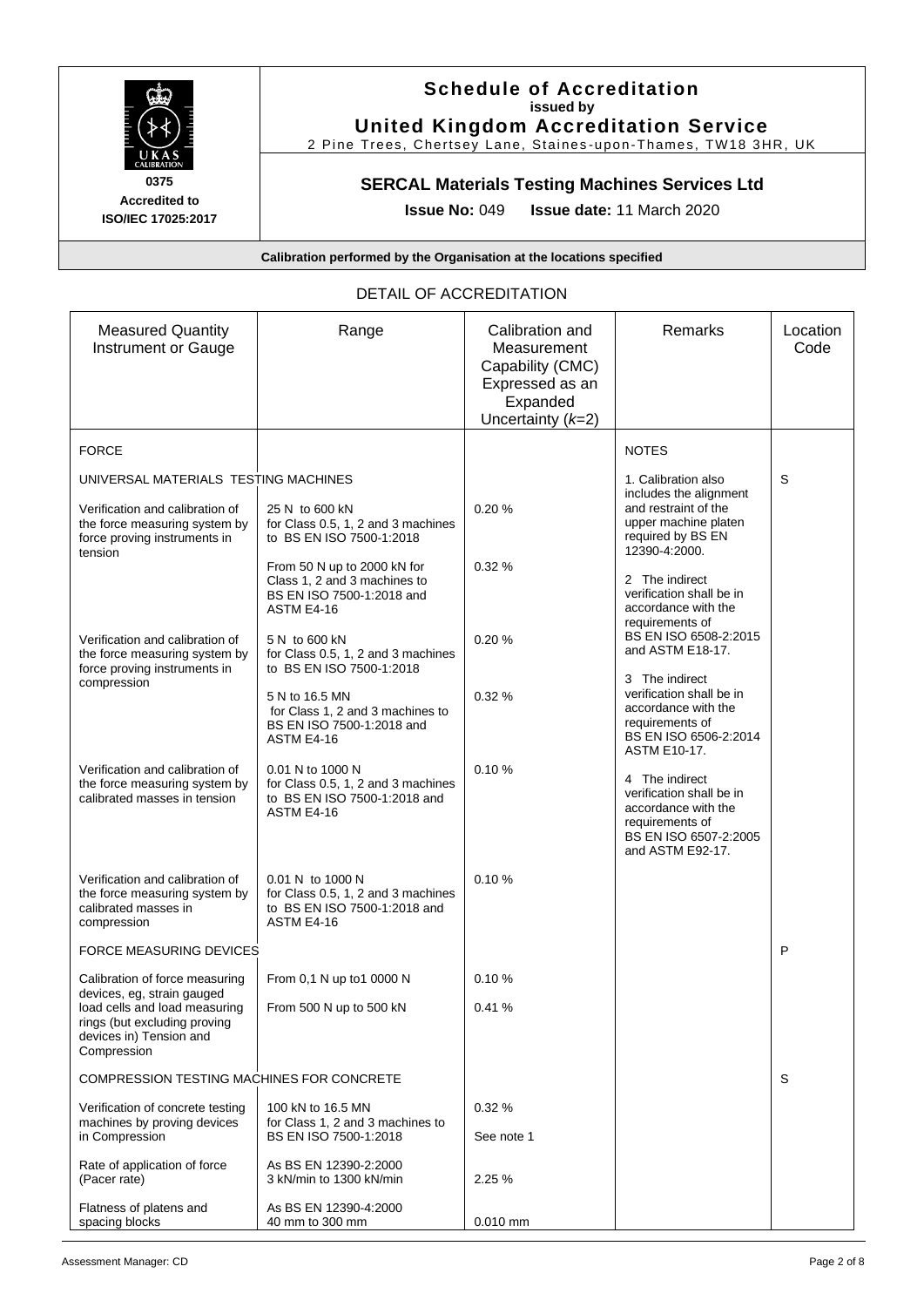# Schedule of Accreditation

issued by

**United Kingdom Accreditation Service**

2 Pine Trees, Chertsey Lane, Staines-upon-Thames, TW18 3HR, UK

**0375**

**Accredited to ISO/IEC 17025:2017**

## SERCAL Materials Testing Machines Services Ltd

**Issue No:** 049 **Issue date:** 11 March 2020

**Calibration performed by the Organisation at the locations specified**

## DETAIL OF ACCREDITATION

| Measured Quantity Instrument or Gauge | Range | Calibration and Measurement Capability (CMC) Expressed as an Expanded Uncertainty (*k*=2) | Remarks | Location Code |
|---|---|---|---|---|
| FORCE | | | NOTES | |
| UNIVERSAL MATERIALS TESTING MACHINES | | | 1. Calibration also includes the alignment and restraint of the upper machine platen required by BS EN 12390-4:2000. | S |
| Verification and calibration of the force measuring system by force proving instruments in tension | 25 N to 600 kN for Class 0.5, 1, 2 and 3 machines to BS EN ISO 7500-1:2018 | 0.20 % | 2 The indirect verification shall be in accordance with the requirements of BS EN ISO 6508-2:2015 and ASTM E18-17. | |
| | From 50 N up to 2000 kN for Class 1, 2 and 3 machines to BS EN ISO 7500-1:2018 and ASTM E4-16 | 0.32 % | | |
| Verification and calibration of the force measuring system by force proving instruments in compression | 5 N to 600 kN for Class 0.5, 1, 2 and 3 machines to BS EN ISO 7500-1:2018 | 0.20 % | 3 The indirect verification shall be in accordance with the requirements of BS EN ISO 6506-2:2014 ASTM E10-17. | |
| | 5 N to 16.5 MN for Class 1, 2 and 3 machines to BS EN ISO 7500-1:2018 and ASTM E4-16 | 0.32 % | | |
| Verification and calibration of the force measuring system by calibrated masses in tension | 0.01 N to 1000 N for Class 0.5, 1, 2 and 3 machines to BS EN ISO 7500-1:2018 and ASTM E4-16 | 0.10 % | 4 The indirect verification shall be in accordance with the requirements of BS EN ISO 6507-2:2005 and ASTM E92-17. | |
| Verification and calibration of the force measuring system by calibrated masses in compression | 0.01 N to 1000 N for Class 0.5, 1, 2 and 3 machines to BS EN ISO 7500-1:2018 and ASTM E4-16 | 0.10 % | | |
| FORCE MEASURING DEVICES | | | | P |
| Calibration of force measuring devices, eg, strain gauged load cells and load measuring rings (but excluding proving devices in) Tension and Compression | From 0,1 N up to1 0000 N | 0.10 % | | |
| | From 500 N up to 500 kN | 0.41 % | | |
| COMPRESSION TESTING MACHINES FOR CONCRETE | | | | S |
| Verification of concrete testing machines by proving devices in Compression | 100 kN to 16.5 MN for Class 1, 2 and 3 machines to BS EN ISO 7500-1:2018 | 0.32 %<br>See note 1 | | |
| Rate of application of force (Pacer rate) | As BS EN 12390-2:2000 3 kN/min to 1300 kN/min | 2.25 % | | |
| Flatness of platens and spacing blocks | As BS EN 12390-4:2000 40 mm to 300 mm | 0.010 mm | | |

Assessment Manager: CD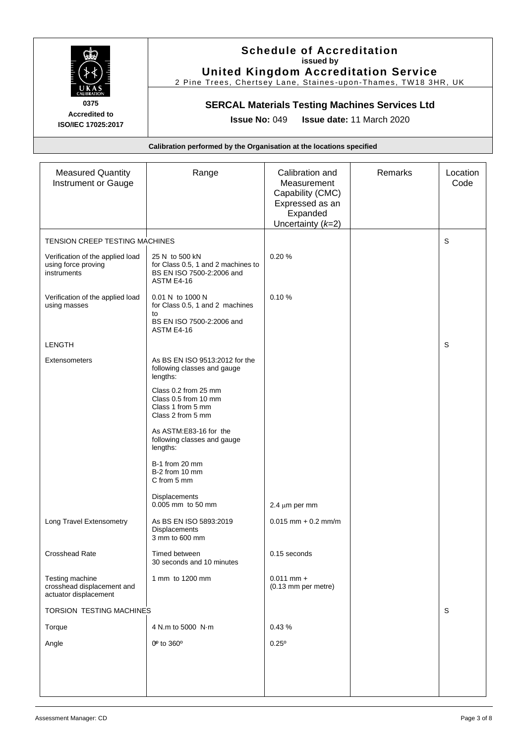# Schedule of Accreditation

**issued by**

**United Kingdom Accreditation Service**

2 Pine Trees, Chertsey Lane, Staines-upon-Thames, TW18 3HR, UK

**0375**
**Accredited to ISO/IEC 17025:2017**

## SERCAL Materials Testing Machines Services Ltd

**Issue No:** 049 **Issue date:** 11 March 2020

**Calibration performed by the Organisation at the locations specified**

| Measured Quantity Instrument or Gauge | Range | Calibration and Measurement Capability (CMC) Expressed as an Expanded Uncertainty ($k$=2) | Remarks | Location Code |
|---|---|---|---|---|
| TENSION CREEP TESTING MACHINES | | | | S |
| Verification of the applied load using force proving instruments | 25 N to 500 kN for Class 0.5, 1 and 2 machines to BS EN ISO 7500-2:2006 and ASTM E4-16 | 0.20 % | | |
| Verification of the applied load using masses | 0.01 N to 1000 N for Class 0.5, 1 and 2 machines to BS EN ISO 7500-2:2006 and ASTM E4-16 | 0.10 % | | |
| LENGTH | | | | S |
| Extensometers | As BS EN ISO 9513:2012 for the following classes and gauge lengths:<br>Class 0.2 from 25 mm<br>Class 0.5 from 10 mm<br>Class 1 from 5 mm<br>Class 2 from 5 mm<br>As ASTM:E83-16 for the following classes and gauge lengths:<br>B-1 from 20 mm<br>B-2 from 10 mm<br>C from 5 mm<br>Displacements<br>0.005 mm to 50 mm | 2.4 μm per mm | | |
| Long Travel Extensometry | As BS EN ISO 5893:2019<br>Displacements<br>3 mm to 600 mm | 0.015 mm + 0.2 mm/m | | |
| Crosshead Rate | Timed between 30 seconds and 10 minutes | 0.15 seconds | | |
| Testing machine crosshead displacement and actuator displacement | 1 mm to 1200 mm | 0.011 mm + (0.13 mm per metre) | | |
| TORSION TESTING MACHINES | | | | S |
| Torque | 4 N.m to 5000 N·m | 0.43 % | | |
| Angle | 0° to 360° | 0.25° | | |

Assessment Manager: CD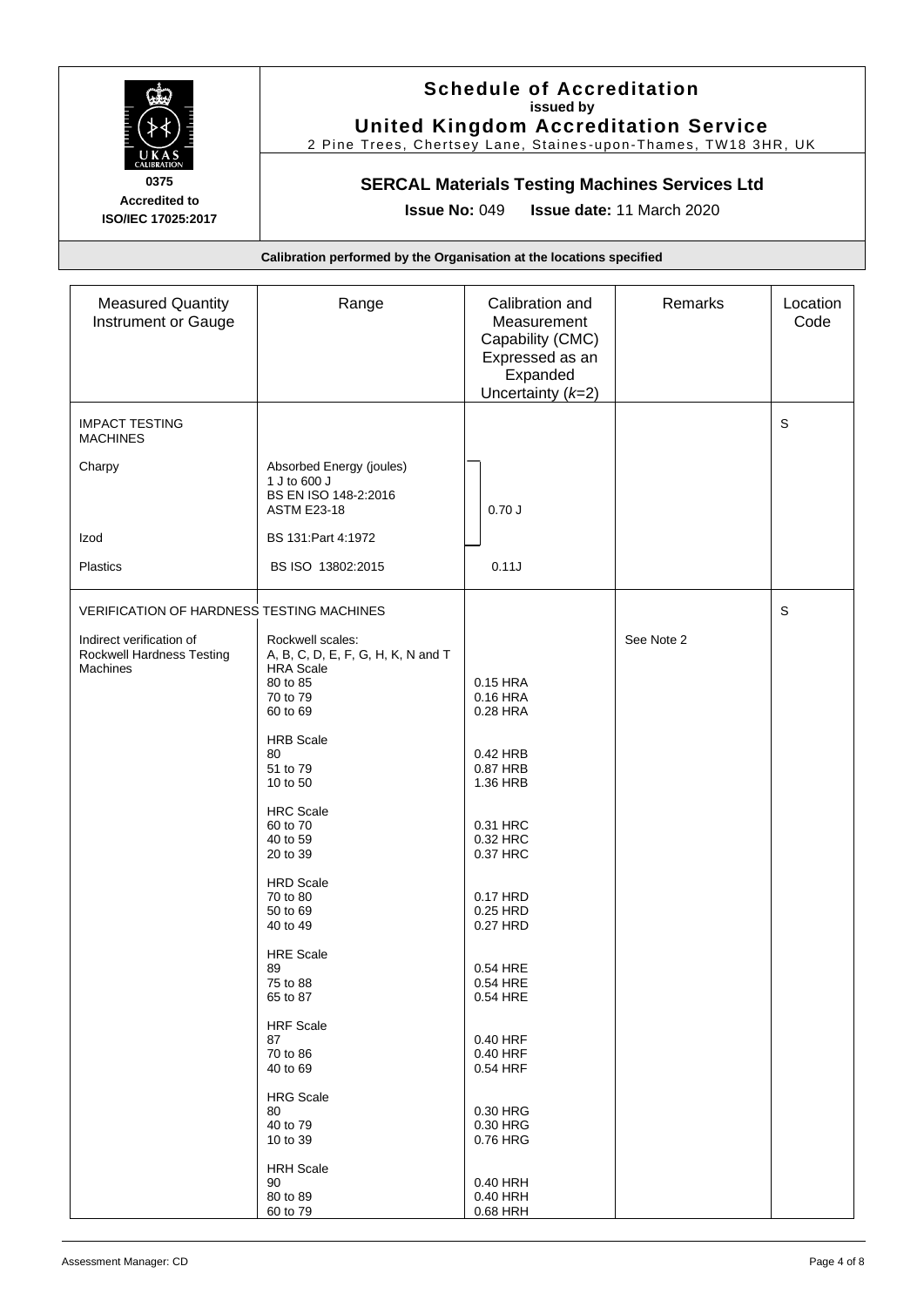**Schedule of Accreditation**
issued by
**United Kingdom Accreditation Service**
2 Pine Trees, Chertsey Lane, Staines-upon-Thames, TW18 3HR, UK

**0375**
**Accredited to ISO/IEC 17025:2017**

## SERCAL Materials Testing Machines Services Ltd

**Issue No:** 049 **Issue date:** 11 March 2020

**Calibration performed by the Organisation at the locations specified**

| Measured Quantity Instrument or Gauge | Range | Calibration and Measurement Capability (CMC) Expressed as an Expanded Uncertainty ($k$=2) | Remarks | Location Code |
|---|---|---|---|---|
| IMPACT TESTING MACHINES | | | | S |
| Charpy | Absorbed Energy (joules) 1 J to 600 J BS EN ISO 148-2:2016 ASTM E23-18 | 0.70 J | | |
| Izod | BS 131:Part 4:1972 | | | |
| Plastics | BS ISO 13802:2015 | 0.11J | | |
| VERIFICATION OF HARDNESS TESTING MACHINES | | | | S |
| Indirect verification of Rockwell Hardness Testing Machines | Rockwell scales: A, B, C, D, E, F, G, H, K, N and T | | See Note 2 | |
| | HRA Scale | | | |
| | 80 to 85 | 0.15 HRA | | |
| | 70 to 79 | 0.16 HRA | | |
| | 60 to 69 | 0.28 HRA | | |
| | HRB Scale | | | |
| | 80 | 0.42 HRB | | |
| | 51 to 79 | 0.87 HRB | | |
| | 10 to 50 | 1.36 HRB | | |
| | HRC Scale | | | |
| | 60 to 70 | 0.31 HRC | | |
| | 40 to 59 | 0.32 HRC | | |
| | 20 to 39 | 0.37 HRC | | |
| | HRD Scale | | | |
| | 70 to 80 | 0.17 HRD | | |
| | 50 to 69 | 0.25 HRD | | |
| | 40 to 49 | 0.27 HRD | | |
| | HRE Scale | | | |
| | 89 | 0.54 HRE | | |
| | 75 to 88 | 0.54 HRE | | |
| | 65 to 87 | 0.54 HRE | | |
| | HRF Scale | | | |
| | 87 | 0.40 HRF | | |
| | 70 to 86 | 0.40 HRF | | |
| | 40 to 69 | 0.54 HRF | | |
| | HRG Scale | | | |
| | 80 | 0.30 HRG | | |
| | 40 to 79 | 0.30 HRG | | |
| | 10 to 39 | 0.76 HRG | | |
| | HRH Scale | | | |
| | 90 | 0.40 HRH | | |
| | 80 to 89 | 0.40 HRH | | |
| | 60 to 79 | 0.68 HRH | | |

Assessment Manager: CD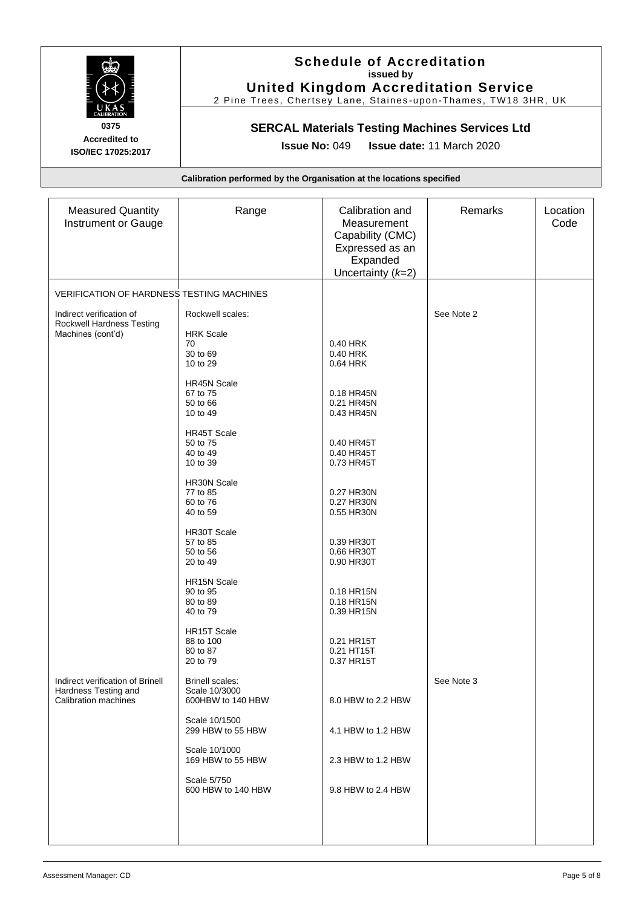# Schedule of Accreditation
**issued by**
## United Kingdom Accreditation Service
2 Pine Trees, Chertsey Lane, Staines-upon-Thames, TW18 3HR, UK

**0375**
**Accredited to ISO/IEC 17025:2017**

## SERCAL Materials Testing Machines Services Ltd

**Issue No:** 049 **Issue date:** 11 March 2020

**Calibration performed by the Organisation at the locations specified**

| Measured Quantity Instrument or Gauge | Range | Calibration and Measurement Capability (CMC) Expressed as an Expanded Uncertainty ($k$=2) | Remarks | Location Code |
|---|---|---|---|---|
| VERIFICATION OF HARDNESS TESTING MACHINES | | | | |
| Indirect verification of Rockwell Hardness Testing Machines (cont'd) | Rockwell scales: | | See Note 2 | |
| | HRK Scale | | | |
| | 70 | 0.40 HRK | | |
| | 30 to 69 | 0.40 HRK | | |
| | 10 to 29 | 0.64 HRK | | |
| | HR45N Scale | | | |
| | 67 to 75 | 0.18 HR45N | | |
| | 50 to 66 | 0.21 HR45N | | |
| | 10 to 49 | 0.43 HR45N | | |
| | HR45T Scale | | | |
| | 50 to 75 | 0.40 HR45T | | |
| | 40 to 49 | 0.40 HR45T | | |
| | 10 to 39 | 0.73 HR45T | | |
| | HR30N Scale | | | |
| | 77 to 85 | 0.27 HR30N | | |
| | 60 to 76 | 0.27 HR30N | | |
| | 40 to 59 | 0.55 HR30N | | |
| | HR30T Scale | | | |
| | 57 to 85 | 0.39 HR30T | | |
| | 50 to 56 | 0.66 HR30T | | |
| | 20 to 49 | 0.90 HR30T | | |
| | HR15N Scale | | | |
| | 90 to 95 | 0.18 HR15N | | |
| | 80 to 89 | 0.18 HR15N | | |
| | 40 to 79 | 0.39 HR15N | | |
| | HR15T Scale | | | |
| | 88 to 100 | 0.21 HR15T | | |
| | 80 to 87 | 0.21 HT15T | | |
| | 20 to 79 | 0.37 HR15T | | |
| Indirect verification of Brinell Hardness Testing and Calibration machines | Brinell scales: | | See Note 3 | |
| | Scale 10/3000 600HBW to 140 HBW | 8.0 HBW to 2.2 HBW | | |
| | Scale 10/1500 299 HBW to 55 HBW | 4.1 HBW to 1.2 HBW | | |
| | Scale 10/1000 169 HBW to 55 HBW | 2.3 HBW to 1.2 HBW | | |
| | Scale 5/750 600 HBW to 140 HBW | 9.8 HBW to 2.4 HBW | | |

Assessment Manager: CD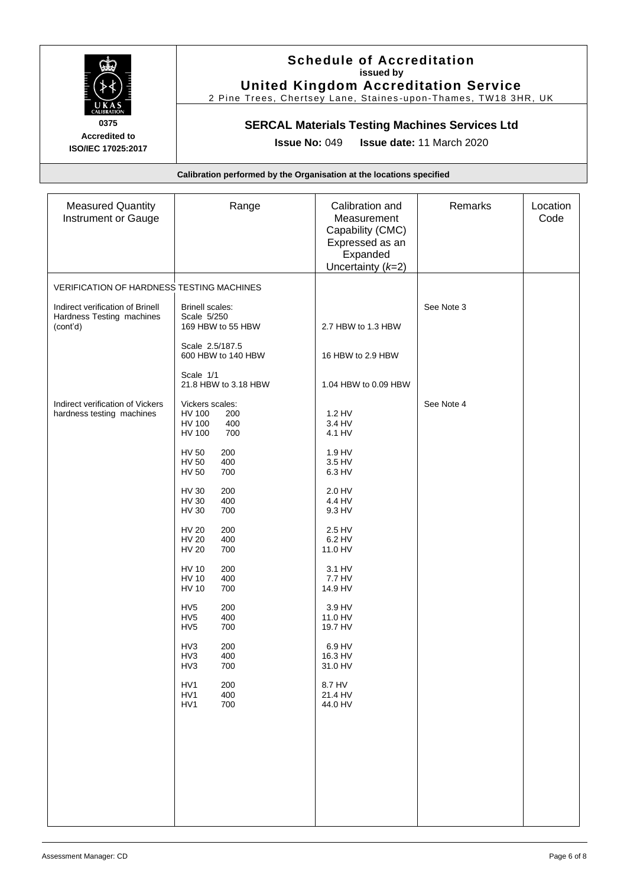# Schedule of Accreditation
issued by
**United Kingdom Accreditation Service**
2 Pine Trees, Chertsey Lane, Staines-upon-Thames, TW18 3HR, UK

0375
**Accredited to ISO/IEC 17025:2017**

## SERCAL Materials Testing Machines Services Ltd

**Issue No:** 049 **Issue date:** 11 March 2020

**Calibration performed by the Organisation at the locations specified**

| Measured Quantity Instrument or Gauge | Range | Calibration and Measurement Capability (CMC) Expressed as an Expanded Uncertainty ($k$=2) | Remarks | Location Code |
|---|---|---|---|---|
| VERIFICATION OF HARDNESS TESTING MACHINES | | | | |
| Indirect verification of Brinell Hardness Testing machines (cont'd) | Brinell scales: | | See Note 3 | |
| | Scale 5/250<br>169 HBW to 55 HBW | 2.7 HBW to 1.3 HBW | | |
| | Scale 2.5/187.5<br>600 HBW to 140 HBW | 16 HBW to 2.9 HBW | | |
| | Scale 1/1<br>21.8 HBW to 3.18 HBW | 1.04 HBW to 0.09 HBW | | |
| Indirect verification of Vickers hardness testing machines | Vickers scales: | | See Note 4 | |
| | HV 100 200 | 1.2 HV | | |
| | HV 100 400 | 3.4 HV | | |
| | HV 100 700 | 4.1 HV | | |
| | HV 50 200 | 1.9 HV | | |
| | HV 50 400 | 3.5 HV | | |
| | HV 50 700 | 6.3 HV | | |
| | HV 30 200 | 2.0 HV | | |
| | HV 30 400 | 4.4 HV | | |
| | HV 30 700 | 9.3 HV | | |
| | HV 20 200 | 2.5 HV | | |
| | HV 20 400 | 6.2 HV | | |
| | HV 20 700 | 11.0 HV | | |
| | HV 10 200 | 3.1 HV | | |
| | HV 10 400 | 7.7 HV | | |
| | HV 10 700 | 14.9 HV | | |
| | HV5 200 | 3.9 HV | | |
| | HV5 400 | 11.0 HV | | |
| | HV5 700 | 19.7 HV | | |
| | HV3 200 | 6.9 HV | | |
| | HV3 400 | 16.3 HV | | |
| | HV3 700 | 31.0 HV | | |
| | HV1 200 | 8.7 HV | | |
| | HV1 400 | 21.4 HV | | |
| | HV1 700 | 44.0 HV | | |

Assessment Manager: CD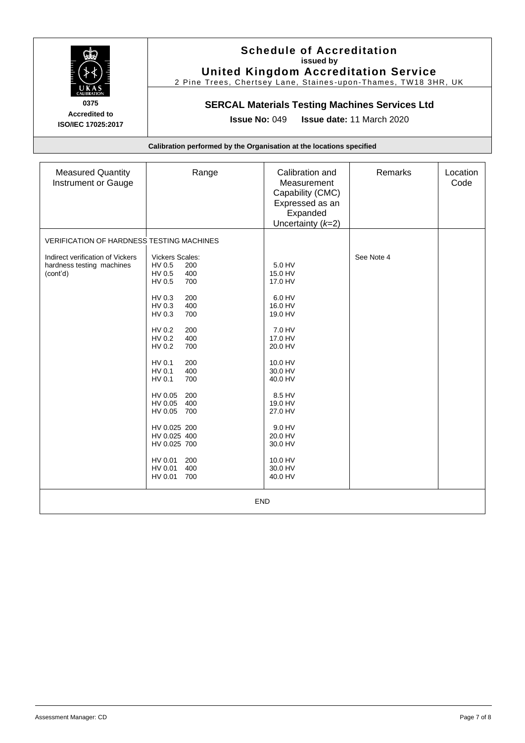**Schedule of Accreditation**
issued by
**United Kingdom Accreditation Service**
2 Pine Trees, Chertsey Lane, Staines-upon-Thames, TW18 3HR, UK

**0375**
**Accredited to ISO/IEC 17025:2017**

## SERCAL Materials Testing Machines Services Ltd

**Issue No:** 049 **Issue date:** 11 March 2020

**Calibration performed by the Organisation at the locations specified**

| Measured Quantity Instrument or Gauge | Range | Calibration and Measurement Capability (CMC) Expressed as an Expanded Uncertainty ($k$=2) | Remarks | Location Code |
|---|---|---|---|---|
| VERIFICATION OF HARDNESS TESTING MACHINES | | | | |
| Indirect verification of Vickers hardness testing machines (cont'd) | Vickers Scales: | | See Note 4 | |
| | HV 0.5 200 | 5.0 HV | | |
| | HV 0.5 400 | 15.0 HV | | |
| | HV 0.5 700 | 17.0 HV | | |
| | HV 0.3 200 | 6.0 HV | | |
| | HV 0.3 400 | 16.0 HV | | |
| | HV 0.3 700 | 19.0 HV | | |
| | HV 0.2 200 | 7.0 HV | | |
| | HV 0.2 400 | 17.0 HV | | |
| | HV 0.2 700 | 20.0 HV | | |
| | HV 0.1 200 | 10.0 HV | | |
| | HV 0.1 400 | 30.0 HV | | |
| | HV 0.1 700 | 40.0 HV | | |
| | HV 0.05 200 | 8.5 HV | | |
| | HV 0.05 400 | 19.0 HV | | |
| | HV 0.05 700 | 27.0 HV | | |
| | HV 0.025 200 | 9.0 HV | | |
| | HV 0.025 400 | 20.0 HV | | |
| | HV 0.025 700 | 30.0 HV | | |
| | HV 0.01 200 | 10.0 HV | | |
| | HV 0.01 400 | 30.0 HV | | |
| | HV 0.01 700 | 40.0 HV | | |

END

Assessment Manager: CD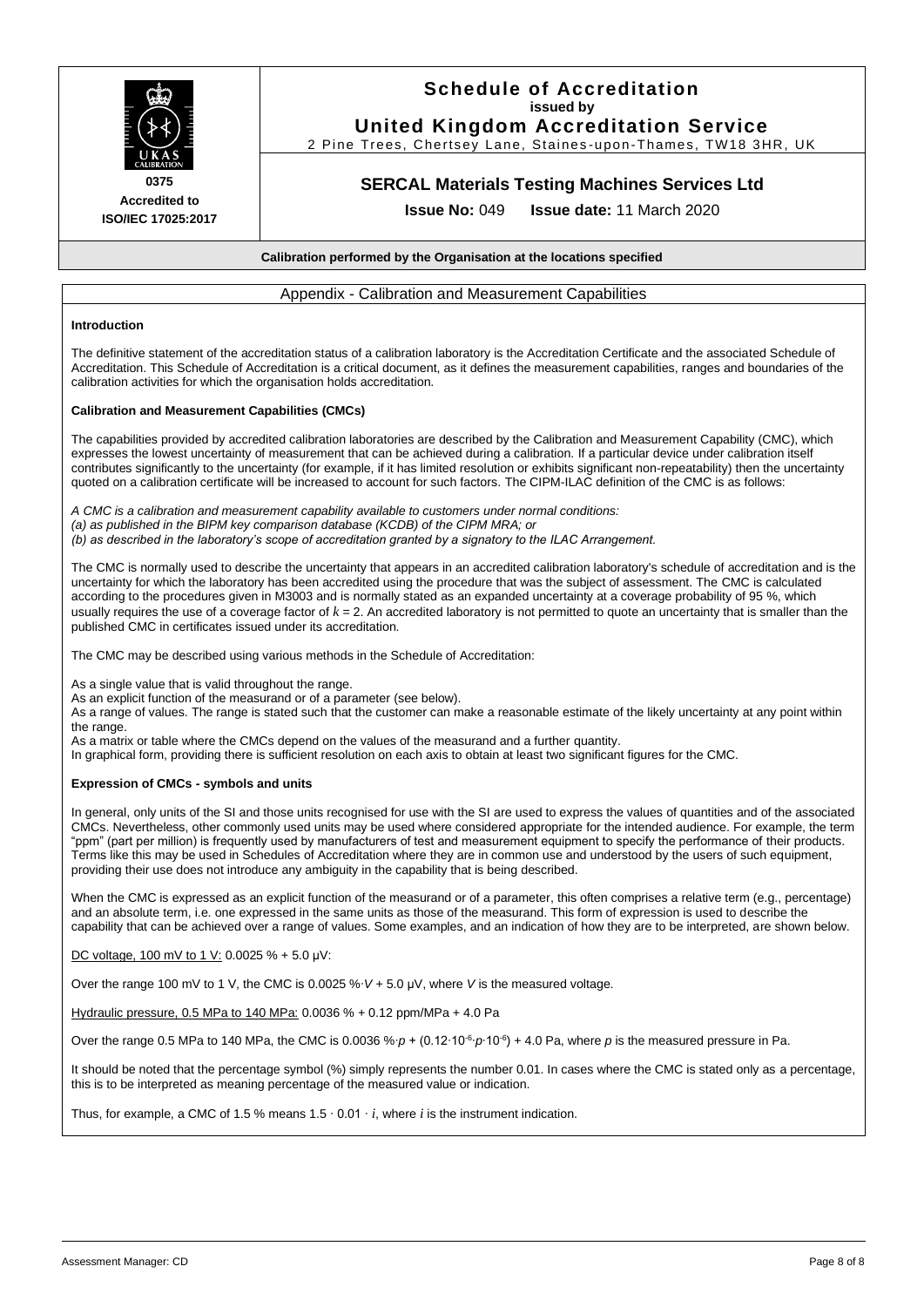# Schedule of Accreditation

**issued by**

**United Kingdom Accreditation Service**

2 Pine Trees, Chertsey Lane, Staines-upon-Thames, TW18 3HR, UK

0375

**Accredited to ISO/IEC 17025:2017**

## SERCAL Materials Testing Machines Services Ltd

**Issue No:** 049 **Issue date:** 11 March 2020

**Calibration performed by the Organisation at the locations specified**

## Appendix - Calibration and Measurement Capabilities

### Introduction

The definitive statement of the accreditation status of a calibration laboratory is the Accreditation Certificate and the associated Schedule of Accreditation. This Schedule of Accreditation is a critical document, as it defines the measurement capabilities, ranges and boundaries of the calibration activities for which the organisation holds accreditation.

### Calibration and Measurement Capabilities (CMCs)

The capabilities provided by accredited calibration laboratories are described by the Calibration and Measurement Capability (CMC), which expresses the lowest uncertainty of measurement that can be achieved during a calibration. If a particular device under calibration itself contributes significantly to the uncertainty (for example, if it has limited resolution or exhibits significant non-repeatability) then the uncertainty quoted on a calibration certificate will be increased to account for such factors. The CIPM-ILAC definition of the CMC is as follows:

*A CMC is a calibration and measurement capability available to customers under normal conditions:*
*(a) as published in the BIPM key comparison database (KCDB) of the CIPM MRA; or*
*(b) as described in the laboratory's scope of accreditation granted by a signatory to the ILAC Arrangement.*

The CMC is normally used to describe the uncertainty that appears in an accredited calibration laboratory's schedule of accreditation and is the uncertainty for which the laboratory has been accredited using the procedure that was the subject of assessment. The CMC is calculated according to the procedures given in M3003 and is normally stated as an expanded uncertainty at a coverage probability of 95 %, which usually requires the use of a coverage factor of $k = 2$. An accredited laboratory is not permitted to quote an uncertainty that is smaller than the published CMC in certificates issued under its accreditation.

The CMC may be described using various methods in the Schedule of Accreditation:

As a single value that is valid throughout the range.
As an explicit function of the measurand or of a parameter (see below).
As a range of values. The range is stated such that the customer can make a reasonable estimate of the likely uncertainty at any point within the range.
As a matrix or table where the CMCs depend on the values of the measurand and a further quantity.
In graphical form, providing there is sufficient resolution on each axis to obtain at least two significant figures for the CMC.

### Expression of CMCs - symbols and units

In general, only units of the SI and those units recognised for use with the SI are used to express the values of quantities and of the associated CMCs. Nevertheless, other commonly used units may be used where considered appropriate for the intended audience. For example, the term "ppm" (part per million) is frequently used by manufacturers of test and measurement equipment to specify the performance of their products. Terms like this may be used in Schedules of Accreditation where they are in common use and understood by the users of such equipment, providing their use does not introduce any ambiguity in the capability that is being described.

When the CMC is expressed as an explicit function of the measurand or of a parameter, this often comprises a relative term (e.g., percentage) and an absolute term, i.e. one expressed in the same units as those of the measurand. This form of expression is used to describe the capability that can be achieved over a range of values. Some examples, and an indication of how they are to be interpreted, are shown below.

DC voltage, 100 mV to 1 V: 0.0025 % + 5.0 µV:

Over the range 100 mV to 1 V, the CMC is $0.0025\,\%\cdot V + 5.0\ \mu\text{V}$, where $V$ is the measured voltage.

Hydraulic pressure, 0.5 MPa to 140 MPa: 0.0036 % + 0.12 ppm/MPa + 4.0 Pa

Over the range 0.5 MPa to 140 MPa, the CMC is $0.0036\,\%\cdot p + (0.12\cdot 10^{-6}\cdot p\cdot 10^{-6}) + 4.0\ \text{Pa}$, where $p$ is the measured pressure in Pa.

It should be noted that the percentage symbol (%) simply represents the number 0.01. In cases where the CMC is stated only as a percentage, this is to be interpreted as meaning percentage of the measured value or indication.

Thus, for example, a CMC of 1.5 % means $1.5 \cdot 0.01 \cdot i$, where $i$ is the instrument indication.

Assessment Manager: CD